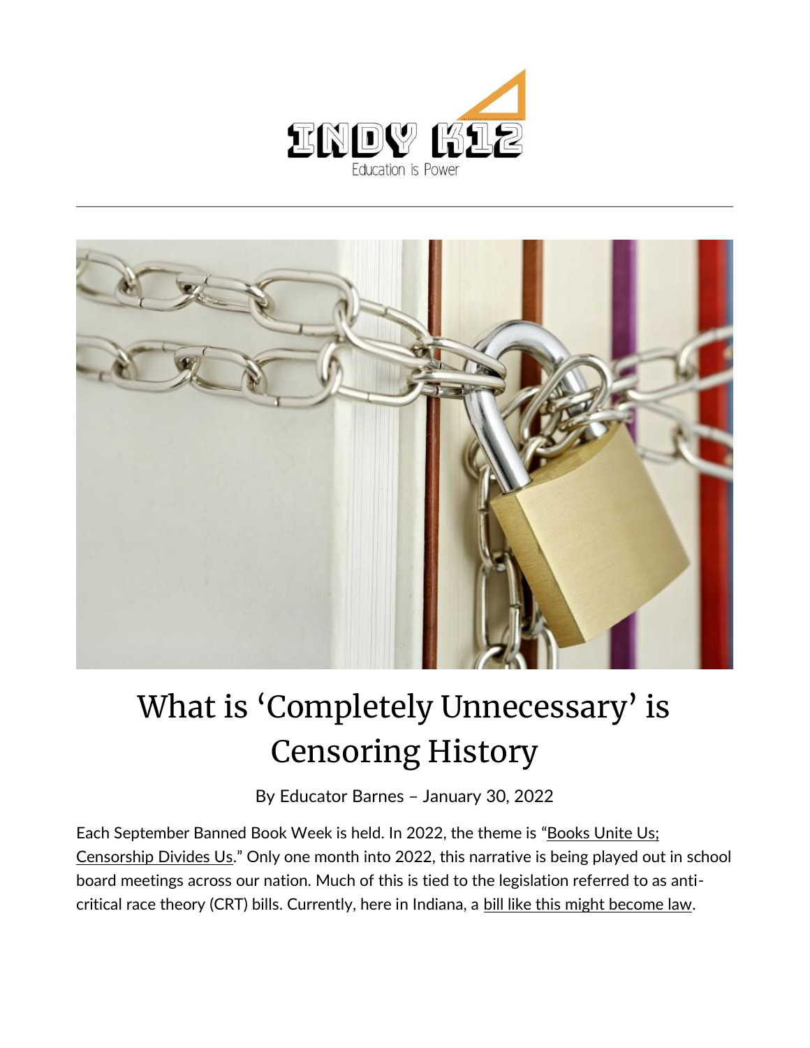# What is 'Completely Unnecessary' is Censoring History

By Educator Barnes – January 30, 2022

Each September Banned Book Week is held. In 2022, the theme is "Books Unite Us; Censorship Divides Us." Only one month into 2022, this narrative is being played out in school board meetings across our nation. Much of this is tied to the legislation referred to as anti-critical race theory (CRT) bills. Currently, here in Indiana, a bill like this might become law.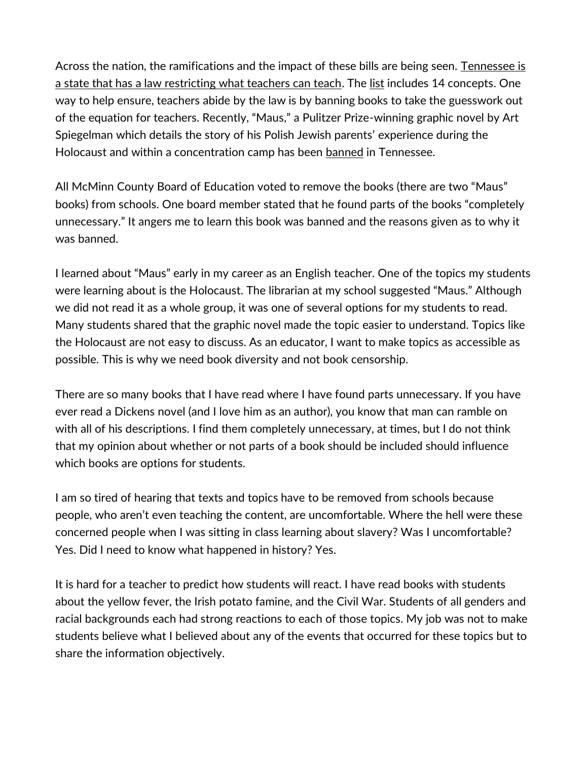Across the nation, the ramifications and the impact of these bills are being seen. Tennessee is a state that has a law restricting what teachers can teach. The list includes 14 concepts. One way to help ensure, teachers abide by the law is by banning books to take the guesswork out of the equation for teachers. Recently, "Maus," a Pulitzer Prize-winning graphic novel by Art Spiegelman which details the story of his Polish Jewish parents' experience during the Holocaust and within a concentration camp has been banned in Tennessee.

All McMinn County Board of Education voted to remove the books (there are two "Maus" books) from schools. One board member stated that he found parts of the books "completely unnecessary." It angers me to learn this book was banned and the reasons given as to why it was banned.

I learned about "Maus" early in my career as an English teacher. One of the topics my students were learning about is the Holocaust. The librarian at my school suggested "Maus." Although we did not read it as a whole group, it was one of several options for my students to read. Many students shared that the graphic novel made the topic easier to understand. Topics like the Holocaust are not easy to discuss. As an educator, I want to make topics as accessible as possible. This is why we need book diversity and not book censorship.

There are so many books that I have read where I have found parts unnecessary. If you have ever read a Dickens novel (and I love him as an author), you know that man can ramble on with all of his descriptions. I find them completely unnecessary, at times, but I do not think that my opinion about whether or not parts of a book should be included should influence which books are options for students.

I am so tired of hearing that texts and topics have to be removed from schools because people, who aren't even teaching the content, are uncomfortable. Where the hell were these concerned people when I was sitting in class learning about slavery? Was I uncomfortable? Yes. Did I need to know what happened in history? Yes.

It is hard for a teacher to predict how students will react. I have read books with students about the yellow fever, the Irish potato famine, and the Civil War. Students of all genders and racial backgrounds each had strong reactions to each of those topics. My job was not to make students believe what I believed about any of the events that occurred for these topics but to share the information objectively.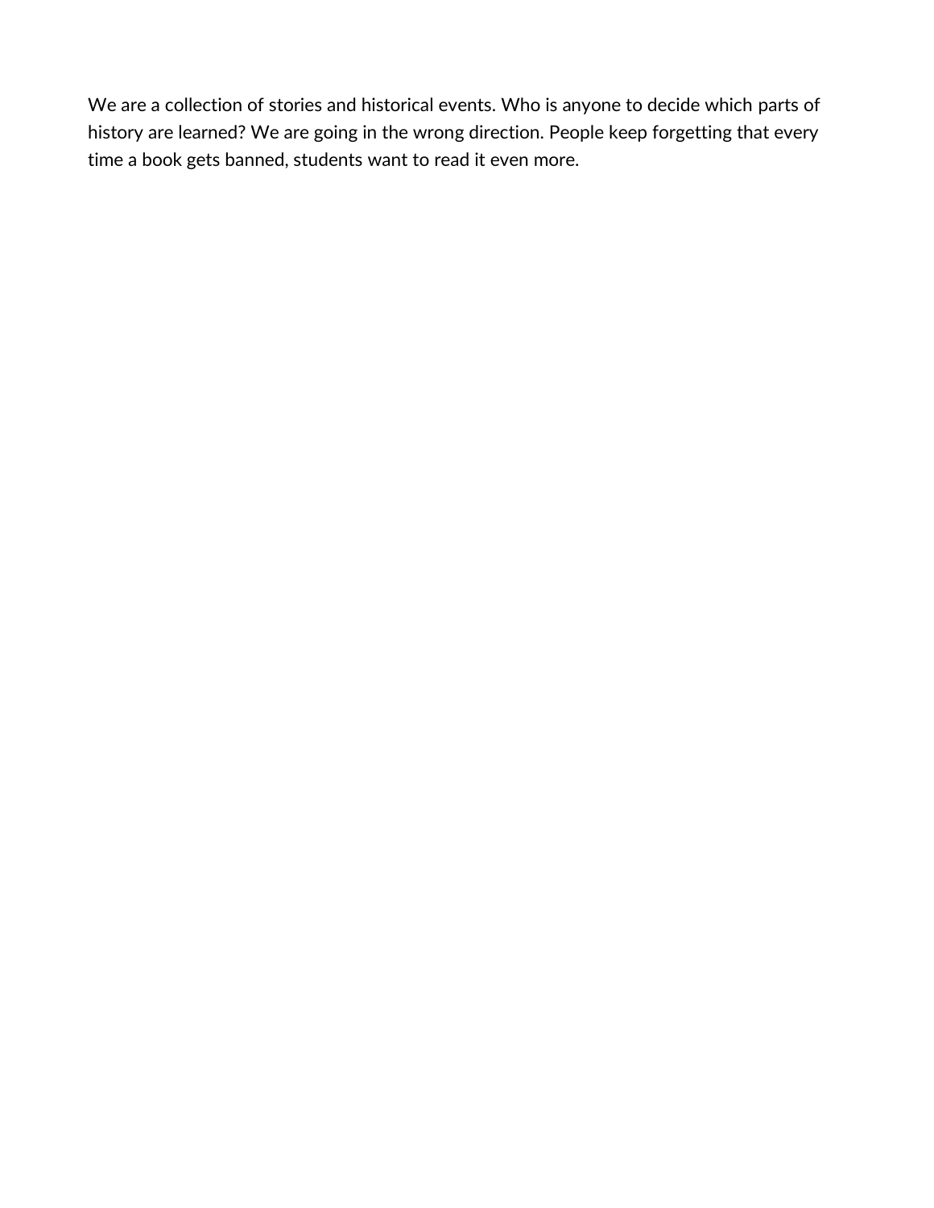We are a collection of stories and historical events. Who is anyone to decide which parts of history are learned? We are going in the wrong direction. People keep forgetting that every time a book gets banned, students want to read it even more.